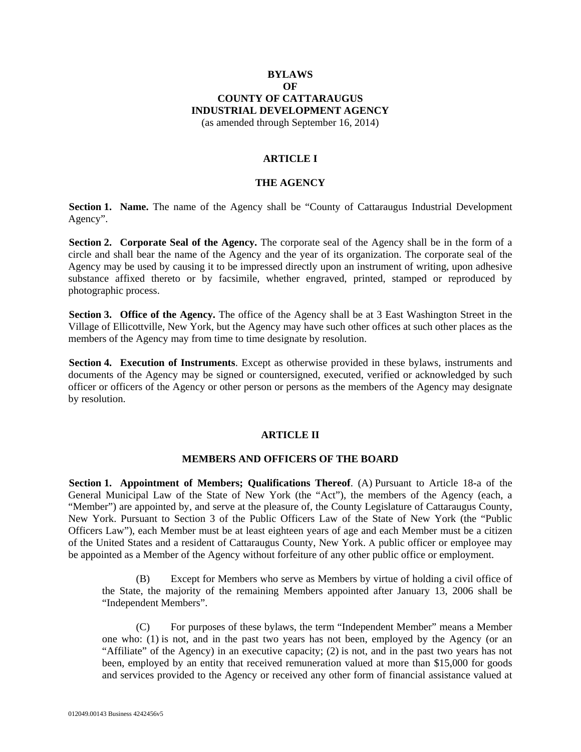# BYLAWS
# OF
# COUNTY OF CATTARAUGUS
# INDUSTRIAL DEVELOPMENT AGENCY

(as amended through September 16, 2014)

## ARTICLE I

## THE AGENCY

**Section 1. Name.** The name of the Agency shall be "County of Cattaraugus Industrial Development Agency".

**Section 2. Corporate Seal of the Agency.** The corporate seal of the Agency shall be in the form of a circle and shall bear the name of the Agency and the year of its organization. The corporate seal of the Agency may be used by causing it to be impressed directly upon an instrument of writing, upon adhesive substance affixed thereto or by facsimile, whether engraved, printed, stamped or reproduced by photographic process.

**Section 3. Office of the Agency.** The office of the Agency shall be at 3 East Washington Street in the Village of Ellicottville, New York, but the Agency may have such other offices at such other places as the members of the Agency may from time to time designate by resolution.

**Section 4. Execution of Instruments**. Except as otherwise provided in these bylaws, instruments and documents of the Agency may be signed or countersigned, executed, verified or acknowledged by such officer or officers of the Agency or other person or persons as the members of the Agency may designate by resolution.

## ARTICLE II

## MEMBERS AND OFFICERS OF THE BOARD

**Section 1. Appointment of Members; Qualifications Thereof**. (A) Pursuant to Article 18-a of the General Municipal Law of the State of New York (the "Act"), the members of the Agency (each, a "Member") are appointed by, and serve at the pleasure of, the County Legislature of Cattaraugus County, New York. Pursuant to Section 3 of the Public Officers Law of the State of New York (the "Public Officers Law"), each Member must be at least eighteen years of age and each Member must be a citizen of the United States and a resident of Cattaraugus County, New York. A public officer or employee may be appointed as a Member of the Agency without forfeiture of any other public office or employment.

(B) Except for Members who serve as Members by virtue of holding a civil office of the State, the majority of the remaining Members appointed after January 13, 2006 shall be "Independent Members".

(C) For purposes of these bylaws, the term "Independent Member" means a Member one who: (1) is not, and in the past two years has not been, employed by the Agency (or an "Affiliate" of the Agency) in an executive capacity; (2) is not, and in the past two years has not been, employed by an entity that received remuneration valued at more than $15,000 for goods and services provided to the Agency or received any other form of financial assistance valued at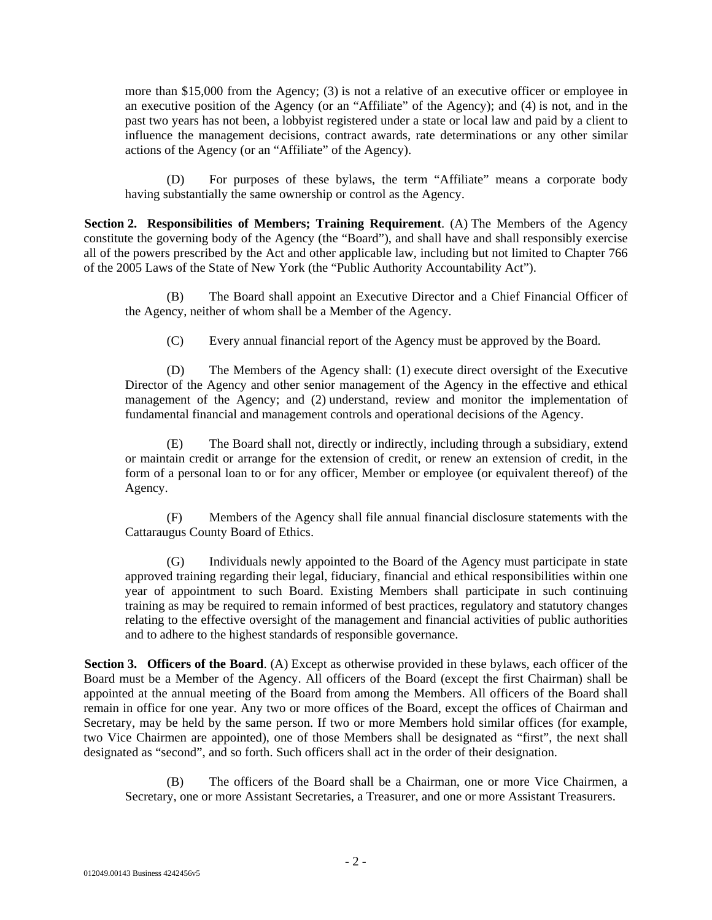more than $15,000 from the Agency; (3) is not a relative of an executive officer or employee in an executive position of the Agency (or an "Affiliate" of the Agency); and (4) is not, and in the past two years has not been, a lobbyist registered under a state or local law and paid by a client to influence the management decisions, contract awards, rate determinations or any other similar actions of the Agency (or an "Affiliate" of the Agency).

(D) For purposes of these bylaws, the term "Affiliate" means a corporate body having substantially the same ownership or control as the Agency.

**Section 2. Responsibilities of Members; Training Requirement**. (A) The Members of the Agency constitute the governing body of the Agency (the "Board"), and shall have and shall responsibly exercise all of the powers prescribed by the Act and other applicable law, including but not limited to Chapter 766 of the 2005 Laws of the State of New York (the "Public Authority Accountability Act").

(B) The Board shall appoint an Executive Director and a Chief Financial Officer of the Agency, neither of whom shall be a Member of the Agency.

(C) Every annual financial report of the Agency must be approved by the Board.

(D) The Members of the Agency shall: (1) execute direct oversight of the Executive Director of the Agency and other senior management of the Agency in the effective and ethical management of the Agency; and (2) understand, review and monitor the implementation of fundamental financial and management controls and operational decisions of the Agency.

(E) The Board shall not, directly or indirectly, including through a subsidiary, extend or maintain credit or arrange for the extension of credit, or renew an extension of credit, in the form of a personal loan to or for any officer, Member or employee (or equivalent thereof) of the Agency.

(F) Members of the Agency shall file annual financial disclosure statements with the Cattaraugus County Board of Ethics.

(G) Individuals newly appointed to the Board of the Agency must participate in state approved training regarding their legal, fiduciary, financial and ethical responsibilities within one year of appointment to such Board. Existing Members shall participate in such continuing training as may be required to remain informed of best practices, regulatory and statutory changes relating to the effective oversight of the management and financial activities of public authorities and to adhere to the highest standards of responsible governance.

**Section 3. Officers of the Board**. (A) Except as otherwise provided in these bylaws, each officer of the Board must be a Member of the Agency. All officers of the Board (except the first Chairman) shall be appointed at the annual meeting of the Board from among the Members. All officers of the Board shall remain in office for one year. Any two or more offices of the Board, except the offices of Chairman and Secretary, may be held by the same person. If two or more Members hold similar offices (for example, two Vice Chairmen are appointed), one of those Members shall be designated as "first", the next shall designated as "second", and so forth. Such officers shall act in the order of their designation.

(B) The officers of the Board shall be a Chairman, one or more Vice Chairmen, a Secretary, one or more Assistant Secretaries, a Treasurer, and one or more Assistant Treasurers.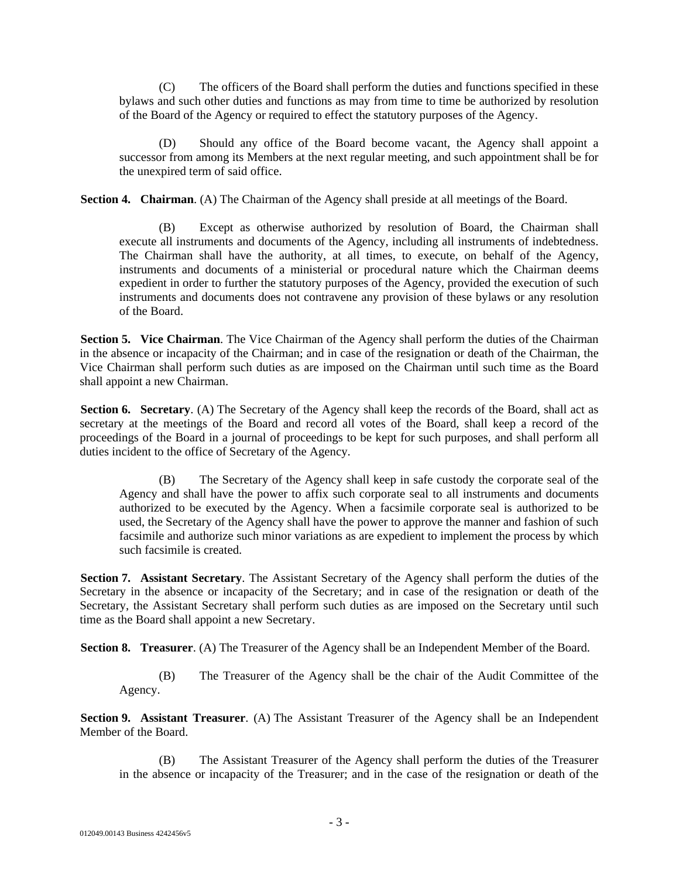(C) The officers of the Board shall perform the duties and functions specified in these bylaws and such other duties and functions as may from time to time be authorized by resolution of the Board of the Agency or required to effect the statutory purposes of the Agency.

(D) Should any office of the Board become vacant, the Agency shall appoint a successor from among its Members at the next regular meeting, and such appointment shall be for the unexpired term of said office.

**Section 4. Chairman**. (A) The Chairman of the Agency shall preside at all meetings of the Board.

(B) Except as otherwise authorized by resolution of Board, the Chairman shall execute all instruments and documents of the Agency, including all instruments of indebtedness. The Chairman shall have the authority, at all times, to execute, on behalf of the Agency, instruments and documents of a ministerial or procedural nature which the Chairman deems expedient in order to further the statutory purposes of the Agency, provided the execution of such instruments and documents does not contravene any provision of these bylaws or any resolution of the Board.

**Section 5. Vice Chairman**. The Vice Chairman of the Agency shall perform the duties of the Chairman in the absence or incapacity of the Chairman; and in case of the resignation or death of the Chairman, the Vice Chairman shall perform such duties as are imposed on the Chairman until such time as the Board shall appoint a new Chairman.

**Section 6. Secretary**. (A) The Secretary of the Agency shall keep the records of the Board, shall act as secretary at the meetings of the Board and record all votes of the Board, shall keep a record of the proceedings of the Board in a journal of proceedings to be kept for such purposes, and shall perform all duties incident to the office of Secretary of the Agency.

(B) The Secretary of the Agency shall keep in safe custody the corporate seal of the Agency and shall have the power to affix such corporate seal to all instruments and documents authorized to be executed by the Agency. When a facsimile corporate seal is authorized to be used, the Secretary of the Agency shall have the power to approve the manner and fashion of such facsimile and authorize such minor variations as are expedient to implement the process by which such facsimile is created.

**Section 7. Assistant Secretary**. The Assistant Secretary of the Agency shall perform the duties of the Secretary in the absence or incapacity of the Secretary; and in case of the resignation or death of the Secretary, the Assistant Secretary shall perform such duties as are imposed on the Secretary until such time as the Board shall appoint a new Secretary.

**Section 8. Treasurer**. (A) The Treasurer of the Agency shall be an Independent Member of the Board.

(B) The Treasurer of the Agency shall be the chair of the Audit Committee of the Agency.

**Section 9. Assistant Treasurer**. (A) The Assistant Treasurer of the Agency shall be an Independent Member of the Board.

(B) The Assistant Treasurer of the Agency shall perform the duties of the Treasurer in the absence or incapacity of the Treasurer; and in the case of the resignation or death of the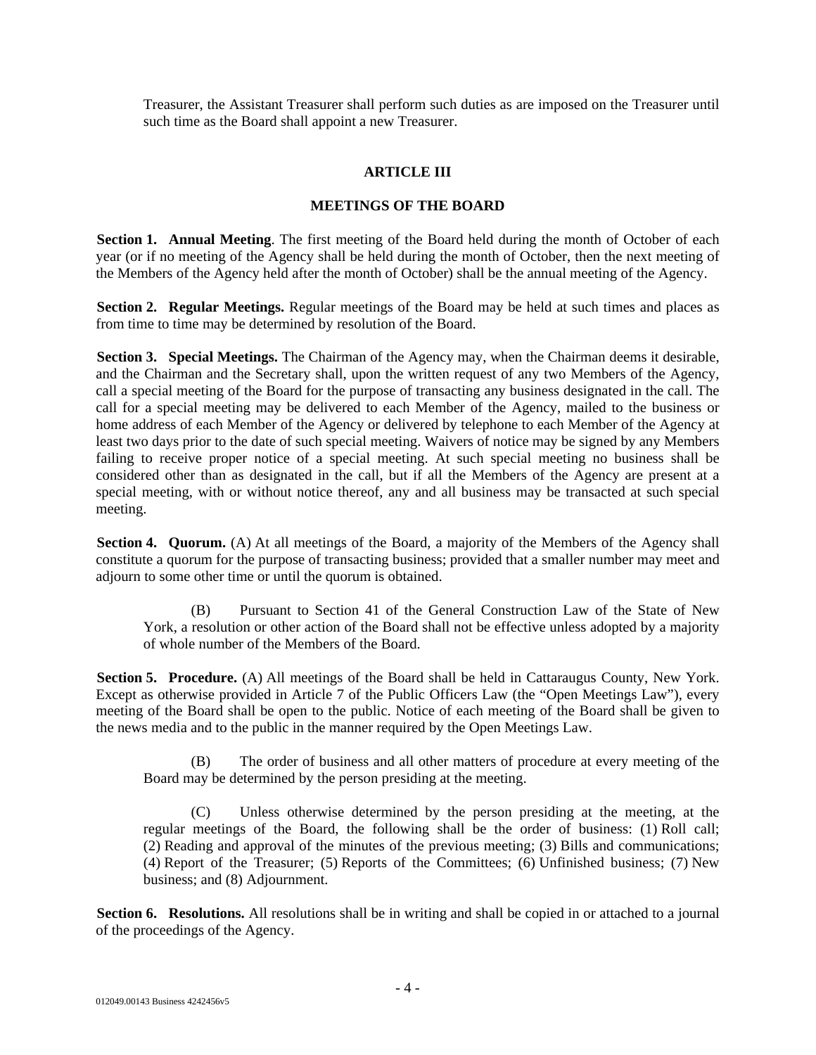Treasurer, the Assistant Treasurer shall perform such duties as are imposed on the Treasurer until such time as the Board shall appoint a new Treasurer.

## ARTICLE III

## MEETINGS OF THE BOARD

**Section 1. Annual Meeting**. The first meeting of the Board held during the month of October of each year (or if no meeting of the Agency shall be held during the month of October, then the next meeting of the Members of the Agency held after the month of October) shall be the annual meeting of the Agency.

**Section 2. Regular Meetings.** Regular meetings of the Board may be held at such times and places as from time to time may be determined by resolution of the Board.

**Section 3. Special Meetings.** The Chairman of the Agency may, when the Chairman deems it desirable, and the Chairman and the Secretary shall, upon the written request of any two Members of the Agency, call a special meeting of the Board for the purpose of transacting any business designated in the call. The call for a special meeting may be delivered to each Member of the Agency, mailed to the business or home address of each Member of the Agency or delivered by telephone to each Member of the Agency at least two days prior to the date of such special meeting. Waivers of notice may be signed by any Members failing to receive proper notice of a special meeting. At such special meeting no business shall be considered other than as designated in the call, but if all the Members of the Agency are present at a special meeting, with or without notice thereof, any and all business may be transacted at such special meeting.

**Section 4. Quorum.** (A) At all meetings of the Board, a majority of the Members of the Agency shall constitute a quorum for the purpose of transacting business; provided that a smaller number may meet and adjourn to some other time or until the quorum is obtained.

(B) Pursuant to Section 41 of the General Construction Law of the State of New York, a resolution or other action of the Board shall not be effective unless adopted by a majority of whole number of the Members of the Board.

**Section 5. Procedure.** (A) All meetings of the Board shall be held in Cattaraugus County, New York. Except as otherwise provided in Article 7 of the Public Officers Law (the "Open Meetings Law"), every meeting of the Board shall be open to the public. Notice of each meeting of the Board shall be given to the news media and to the public in the manner required by the Open Meetings Law.

(B) The order of business and all other matters of procedure at every meeting of the Board may be determined by the person presiding at the meeting.

(C) Unless otherwise determined by the person presiding at the meeting, at the regular meetings of the Board, the following shall be the order of business: (1) Roll call; (2) Reading and approval of the minutes of the previous meeting; (3) Bills and communications; (4) Report of the Treasurer; (5) Reports of the Committees; (6) Unfinished business; (7) New business; and (8) Adjournment.

**Section 6. Resolutions.** All resolutions shall be in writing and shall be copied in or attached to a journal of the proceedings of the Agency.

012049.00143 Business 4242456v5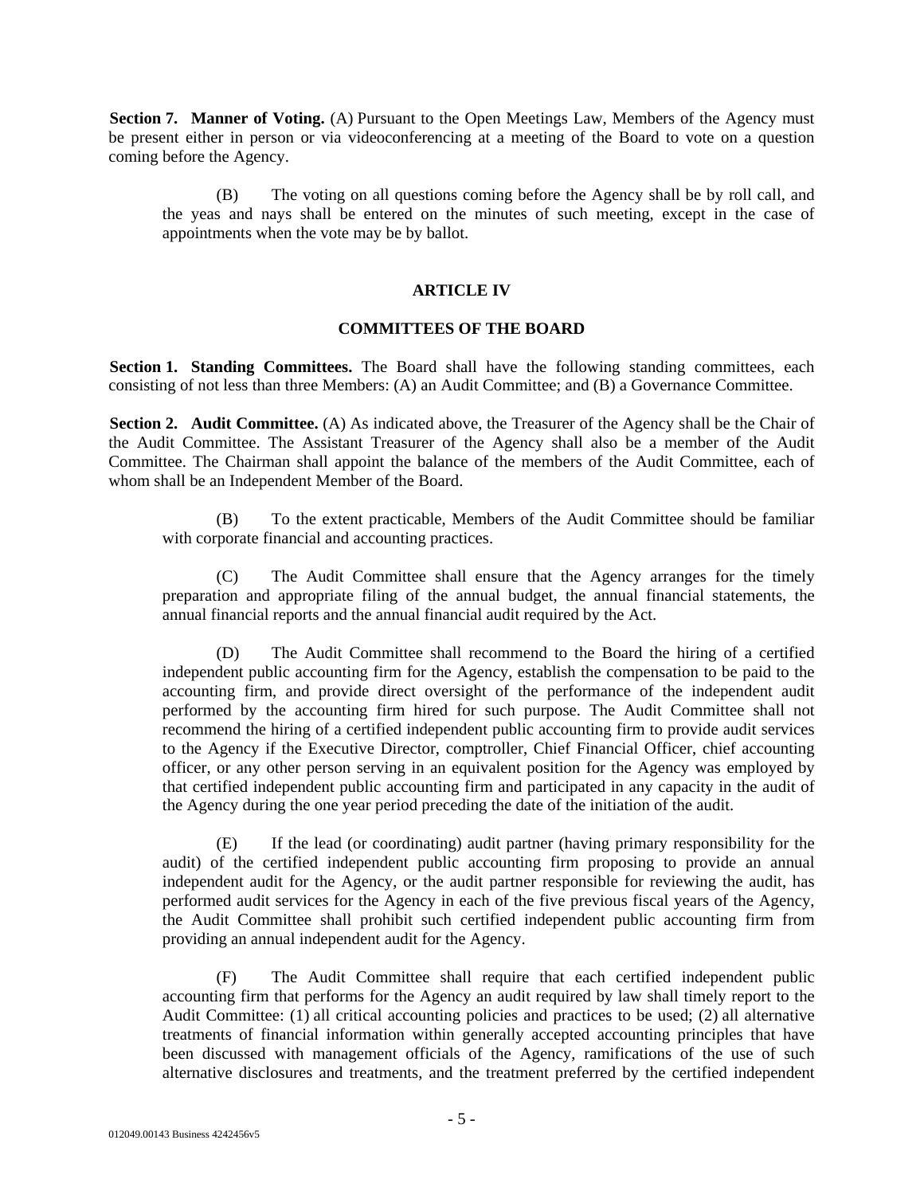**Section 7. Manner of Voting.** (A) Pursuant to the Open Meetings Law, Members of the Agency must be present either in person or via videoconferencing at a meeting of the Board to vote on a question coming before the Agency.

(B) The voting on all questions coming before the Agency shall be by roll call, and the yeas and nays shall be entered on the minutes of such meeting, except in the case of appointments when the vote may be by ballot.

## ARTICLE IV

## COMMITTEES OF THE BOARD

**Section 1. Standing Committees.** The Board shall have the following standing committees, each consisting of not less than three Members: (A) an Audit Committee; and (B) a Governance Committee.

**Section 2. Audit Committee.** (A) As indicated above, the Treasurer of the Agency shall be the Chair of the Audit Committee. The Assistant Treasurer of the Agency shall also be a member of the Audit Committee. The Chairman shall appoint the balance of the members of the Audit Committee, each of whom shall be an Independent Member of the Board.

(B) To the extent practicable, Members of the Audit Committee should be familiar with corporate financial and accounting practices.

(C) The Audit Committee shall ensure that the Agency arranges for the timely preparation and appropriate filing of the annual budget, the annual financial statements, the annual financial reports and the annual financial audit required by the Act.

(D) The Audit Committee shall recommend to the Board the hiring of a certified independent public accounting firm for the Agency, establish the compensation to be paid to the accounting firm, and provide direct oversight of the performance of the independent audit performed by the accounting firm hired for such purpose. The Audit Committee shall not recommend the hiring of a certified independent public accounting firm to provide audit services to the Agency if the Executive Director, comptroller, Chief Financial Officer, chief accounting officer, or any other person serving in an equivalent position for the Agency was employed by that certified independent public accounting firm and participated in any capacity in the audit of the Agency during the one year period preceding the date of the initiation of the audit.

(E) If the lead (or coordinating) audit partner (having primary responsibility for the audit) of the certified independent public accounting firm proposing to provide an annual independent audit for the Agency, or the audit partner responsible for reviewing the audit, has performed audit services for the Agency in each of the five previous fiscal years of the Agency, the Audit Committee shall prohibit such certified independent public accounting firm from providing an annual independent audit for the Agency.

(F) The Audit Committee shall require that each certified independent public accounting firm that performs for the Agency an audit required by law shall timely report to the Audit Committee: (1) all critical accounting policies and practices to be used; (2) all alternative treatments of financial information within generally accepted accounting principles that have been discussed with management officials of the Agency, ramifications of the use of such alternative disclosures and treatments, and the treatment preferred by the certified independent

012049.00143 Business 4242456v5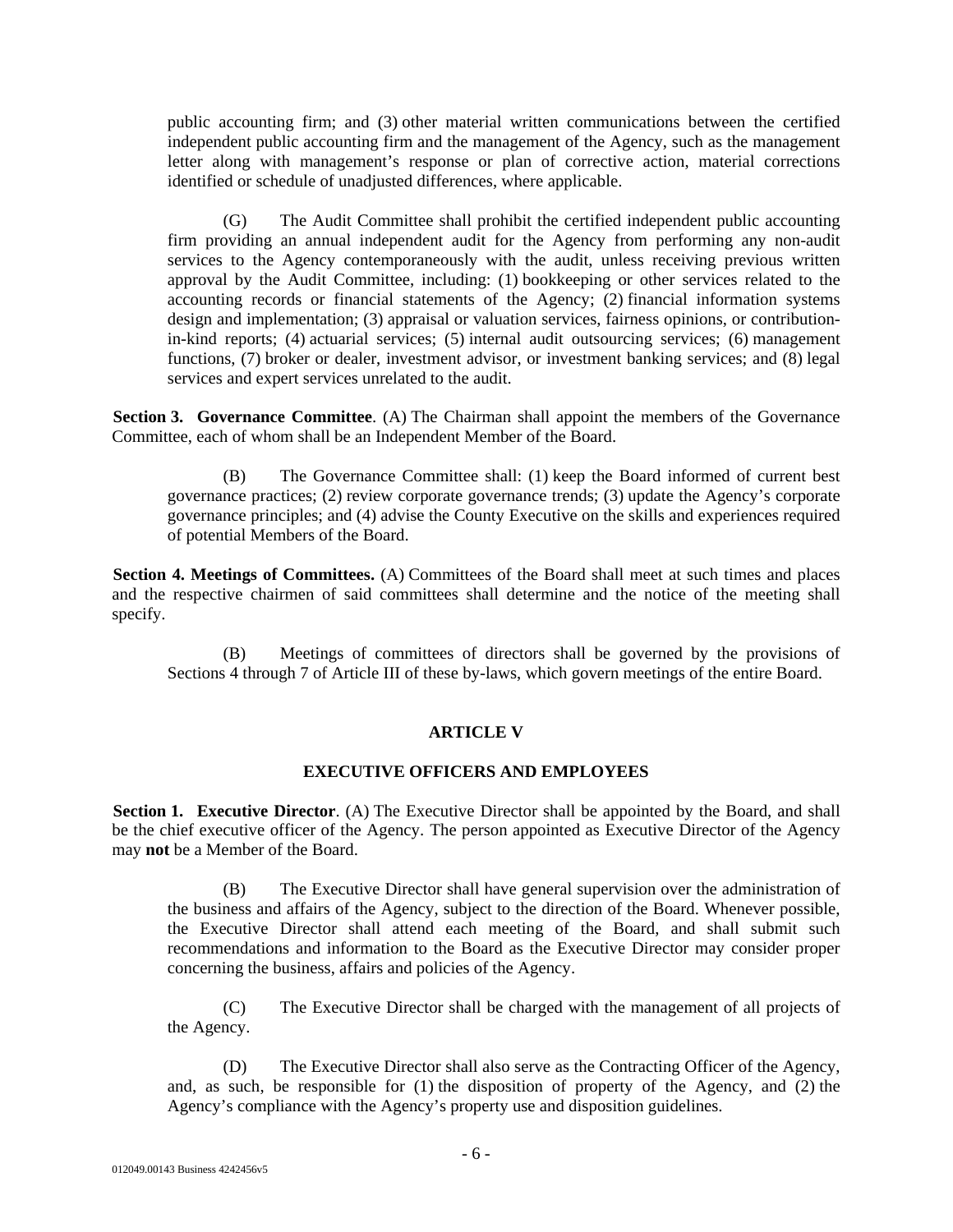public accounting firm; and (3) other material written communications between the certified independent public accounting firm and the management of the Agency, such as the management letter along with management's response or plan of corrective action, material corrections identified or schedule of unadjusted differences, where applicable.

(G) The Audit Committee shall prohibit the certified independent public accounting firm providing an annual independent audit for the Agency from performing any non-audit services to the Agency contemporaneously with the audit, unless receiving previous written approval by the Audit Committee, including: (1) bookkeeping or other services related to the accounting records or financial statements of the Agency; (2) financial information systems design and implementation; (3) appraisal or valuation services, fairness opinions, or contribution-in-kind reports; (4) actuarial services; (5) internal audit outsourcing services; (6) management functions, (7) broker or dealer, investment advisor, or investment banking services; and (8) legal services and expert services unrelated to the audit.

**Section 3. Governance Committee**. (A) The Chairman shall appoint the members of the Governance Committee, each of whom shall be an Independent Member of the Board.

(B) The Governance Committee shall: (1) keep the Board informed of current best governance practices; (2) review corporate governance trends; (3) update the Agency's corporate governance principles; and (4) advise the County Executive on the skills and experiences required of potential Members of the Board.

**Section 4. Meetings of Committees.** (A) Committees of the Board shall meet at such times and places and the respective chairmen of said committees shall determine and the notice of the meeting shall specify.

(B) Meetings of committees of directors shall be governed by the provisions of Sections 4 through 7 of Article III of these by-laws, which govern meetings of the entire Board.

## ARTICLE V

## EXECUTIVE OFFICERS AND EMPLOYEES

**Section 1. Executive Director**. (A) The Executive Director shall be appointed by the Board, and shall be the chief executive officer of the Agency. The person appointed as Executive Director of the Agency may **not** be a Member of the Board.

(B) The Executive Director shall have general supervision over the administration of the business and affairs of the Agency, subject to the direction of the Board. Whenever possible, the Executive Director shall attend each meeting of the Board, and shall submit such recommendations and information to the Board as the Executive Director may consider proper concerning the business, affairs and policies of the Agency.

(C) The Executive Director shall be charged with the management of all projects of the Agency.

(D) The Executive Director shall also serve as the Contracting Officer of the Agency, and, as such, be responsible for (1) the disposition of property of the Agency, and (2) the Agency's compliance with the Agency's property use and disposition guidelines.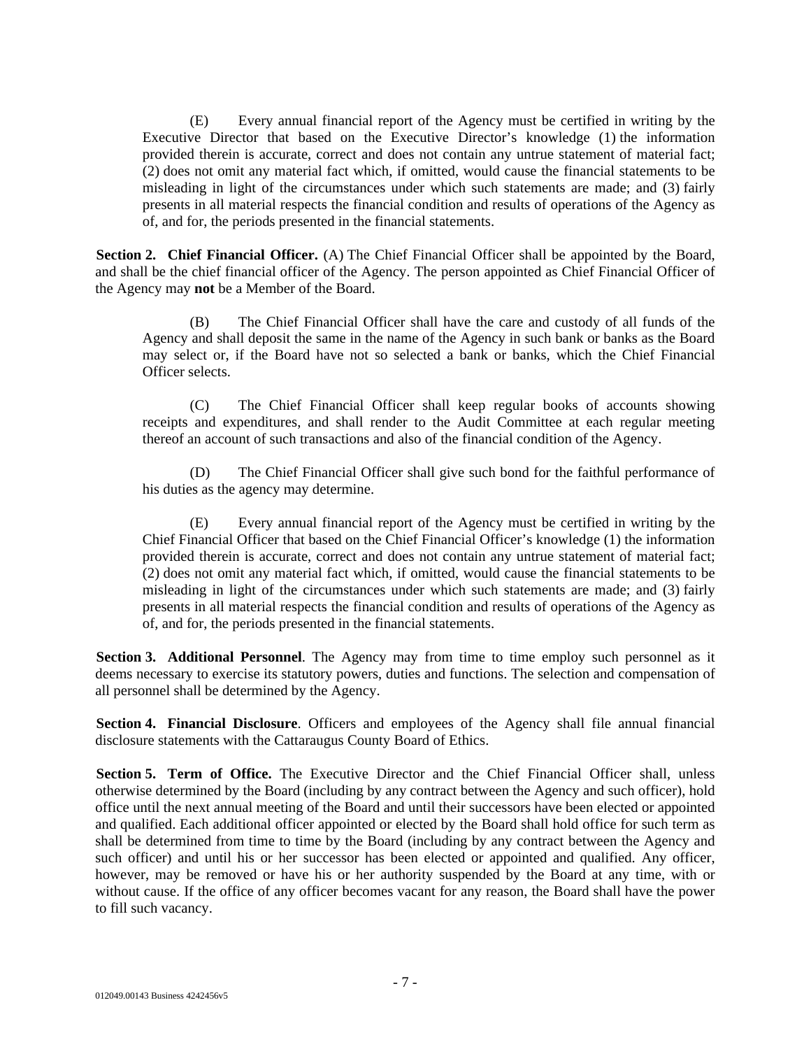(E) Every annual financial report of the Agency must be certified in writing by the Executive Director that based on the Executive Director's knowledge (1) the information provided therein is accurate, correct and does not contain any untrue statement of material fact; (2) does not omit any material fact which, if omitted, would cause the financial statements to be misleading in light of the circumstances under which such statements are made; and (3) fairly presents in all material respects the financial condition and results of operations of the Agency as of, and for, the periods presented in the financial statements.

**Section 2. Chief Financial Officer.** (A) The Chief Financial Officer shall be appointed by the Board, and shall be the chief financial officer of the Agency. The person appointed as Chief Financial Officer of the Agency may **not** be a Member of the Board.

(B) The Chief Financial Officer shall have the care and custody of all funds of the Agency and shall deposit the same in the name of the Agency in such bank or banks as the Board may select or, if the Board have not so selected a bank or banks, which the Chief Financial Officer selects.

(C) The Chief Financial Officer shall keep regular books of accounts showing receipts and expenditures, and shall render to the Audit Committee at each regular meeting thereof an account of such transactions and also of the financial condition of the Agency.

(D) The Chief Financial Officer shall give such bond for the faithful performance of his duties as the agency may determine.

(E) Every annual financial report of the Agency must be certified in writing by the Chief Financial Officer that based on the Chief Financial Officer's knowledge (1) the information provided therein is accurate, correct and does not contain any untrue statement of material fact; (2) does not omit any material fact which, if omitted, would cause the financial statements to be misleading in light of the circumstances under which such statements are made; and (3) fairly presents in all material respects the financial condition and results of operations of the Agency as of, and for, the periods presented in the financial statements.

**Section 3. Additional Personnel**. The Agency may from time to time employ such personnel as it deems necessary to exercise its statutory powers, duties and functions. The selection and compensation of all personnel shall be determined by the Agency.

**Section 4. Financial Disclosure**. Officers and employees of the Agency shall file annual financial disclosure statements with the Cattaraugus County Board of Ethics.

**Section 5. Term of Office.** The Executive Director and the Chief Financial Officer shall, unless otherwise determined by the Board (including by any contract between the Agency and such officer), hold office until the next annual meeting of the Board and until their successors have been elected or appointed and qualified. Each additional officer appointed or elected by the Board shall hold office for such term as shall be determined from time to time by the Board (including by any contract between the Agency and such officer) and until his or her successor has been elected or appointed and qualified. Any officer, however, may be removed or have his or her authority suspended by the Board at any time, with or without cause. If the office of any officer becomes vacant for any reason, the Board shall have the power to fill such vacancy.

012049.00143 Business 4242456v5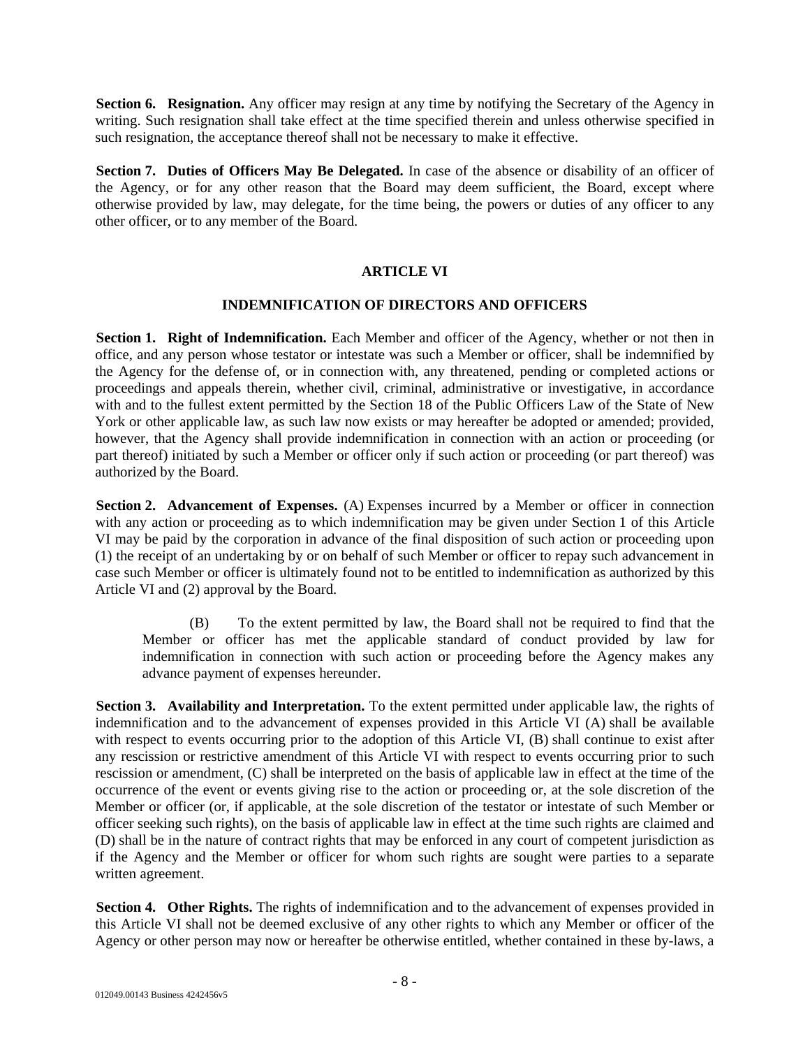**Section 6. Resignation.** Any officer may resign at any time by notifying the Secretary of the Agency in writing. Such resignation shall take effect at the time specified therein and unless otherwise specified in such resignation, the acceptance thereof shall not be necessary to make it effective.

**Section 7. Duties of Officers May Be Delegated.** In case of the absence or disability of an officer of the Agency, or for any other reason that the Board may deem sufficient, the Board, except where otherwise provided by law, may delegate, for the time being, the powers or duties of any officer to any other officer, or to any member of the Board.

## ARTICLE VI

## INDEMNIFICATION OF DIRECTORS AND OFFICERS

**Section 1. Right of Indemnification.** Each Member and officer of the Agency, whether or not then in office, and any person whose testator or intestate was such a Member or officer, shall be indemnified by the Agency for the defense of, or in connection with, any threatened, pending or completed actions or proceedings and appeals therein, whether civil, criminal, administrative or investigative, in accordance with and to the fullest extent permitted by the Section 18 of the Public Officers Law of the State of New York or other applicable law, as such law now exists or may hereafter be adopted or amended; provided, however, that the Agency shall provide indemnification in connection with an action or proceeding (or part thereof) initiated by such a Member or officer only if such action or proceeding (or part thereof) was authorized by the Board.

**Section 2. Advancement of Expenses.** (A) Expenses incurred by a Member or officer in connection with any action or proceeding as to which indemnification may be given under Section 1 of this Article VI may be paid by the corporation in advance of the final disposition of such action or proceeding upon (1) the receipt of an undertaking by or on behalf of such Member or officer to repay such advancement in case such Member or officer is ultimately found not to be entitled to indemnification as authorized by this Article VI and (2) approval by the Board.

(B) To the extent permitted by law, the Board shall not be required to find that the Member or officer has met the applicable standard of conduct provided by law for indemnification in connection with such action or proceeding before the Agency makes any advance payment of expenses hereunder.

**Section 3. Availability and Interpretation.** To the extent permitted under applicable law, the rights of indemnification and to the advancement of expenses provided in this Article VI (A) shall be available with respect to events occurring prior to the adoption of this Article VI, (B) shall continue to exist after any rescission or restrictive amendment of this Article VI with respect to events occurring prior to such rescission or amendment, (C) shall be interpreted on the basis of applicable law in effect at the time of the occurrence of the event or events giving rise to the action or proceeding or, at the sole discretion of the Member or officer (or, if applicable, at the sole discretion of the testator or intestate of such Member or officer seeking such rights), on the basis of applicable law in effect at the time such rights are claimed and (D) shall be in the nature of contract rights that may be enforced in any court of competent jurisdiction as if the Agency and the Member or officer for whom such rights are sought were parties to a separate written agreement.

**Section 4. Other Rights.** The rights of indemnification and to the advancement of expenses provided in this Article VI shall not be deemed exclusive of any other rights to which any Member or officer of the Agency or other person may now or hereafter be otherwise entitled, whether contained in these by-laws, a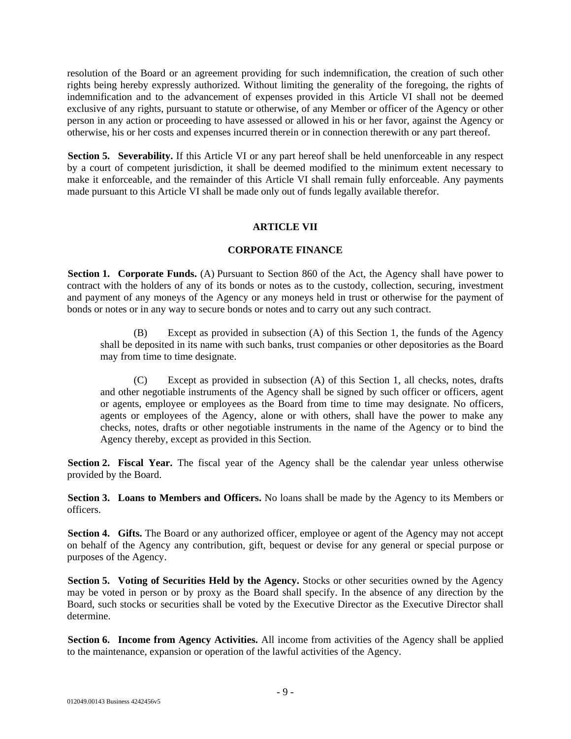resolution of the Board or an agreement providing for such indemnification, the creation of such other rights being hereby expressly authorized. Without limiting the generality of the foregoing, the rights of indemnification and to the advancement of expenses provided in this Article VI shall not be deemed exclusive of any rights, pursuant to statute or otherwise, of any Member or officer of the Agency or other person in any action or proceeding to have assessed or allowed in his or her favor, against the Agency or otherwise, his or her costs and expenses incurred therein or in connection therewith or any part thereof.

**Section 5. Severability.** If this Article VI or any part hereof shall be held unenforceable in any respect by a court of competent jurisdiction, it shall be deemed modified to the minimum extent necessary to make it enforceable, and the remainder of this Article VI shall remain fully enforceable. Any payments made pursuant to this Article VI shall be made only out of funds legally available therefor.

## ARTICLE VII

## CORPORATE FINANCE

**Section 1. Corporate Funds.** (A) Pursuant to Section 860 of the Act, the Agency shall have power to contract with the holders of any of its bonds or notes as to the custody, collection, securing, investment and payment of any moneys of the Agency or any moneys held in trust or otherwise for the payment of bonds or notes or in any way to secure bonds or notes and to carry out any such contract.

(B) Except as provided in subsection (A) of this Section 1, the funds of the Agency shall be deposited in its name with such banks, trust companies or other depositories as the Board may from time to time designate.

(C) Except as provided in subsection (A) of this Section 1, all checks, notes, drafts and other negotiable instruments of the Agency shall be signed by such officer or officers, agent or agents, employee or employees as the Board from time to time may designate. No officers, agents or employees of the Agency, alone or with others, shall have the power to make any checks, notes, drafts or other negotiable instruments in the name of the Agency or to bind the Agency thereby, except as provided in this Section.

**Section 2. Fiscal Year.** The fiscal year of the Agency shall be the calendar year unless otherwise provided by the Board.

**Section 3. Loans to Members and Officers.** No loans shall be made by the Agency to its Members or officers.

**Section 4. Gifts.** The Board or any authorized officer, employee or agent of the Agency may not accept on behalf of the Agency any contribution, gift, bequest or devise for any general or special purpose or purposes of the Agency.

**Section 5. Voting of Securities Held by the Agency.** Stocks or other securities owned by the Agency may be voted in person or by proxy as the Board shall specify. In the absence of any direction by the Board, such stocks or securities shall be voted by the Executive Director as the Executive Director shall determine.

**Section 6. Income from Agency Activities.** All income from activities of the Agency shall be applied to the maintenance, expansion or operation of the lawful activities of the Agency.

012049.00143 Business 4242456v5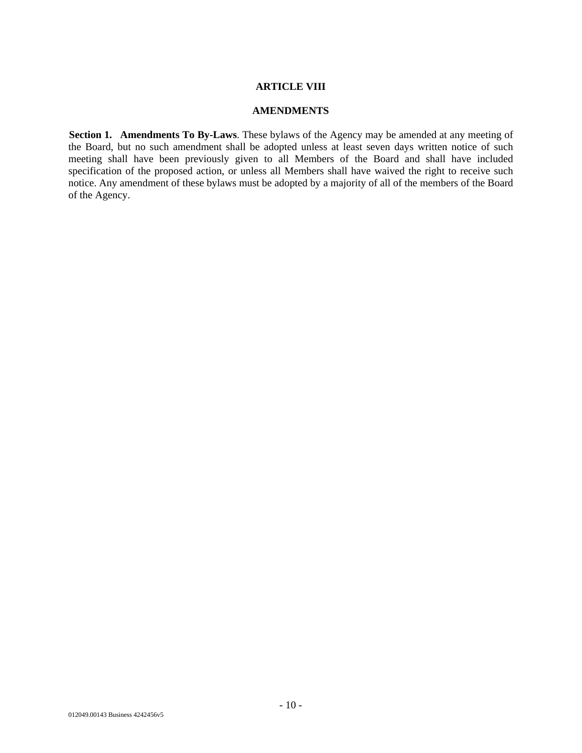## ARTICLE VIII

## AMENDMENTS

**Section 1. Amendments To By-Laws**. These bylaws of the Agency may be amended at any meeting of the Board, but no such amendment shall be adopted unless at least seven days written notice of such meeting shall have been previously given to all Members of the Board and shall have included specification of the proposed action, or unless all Members shall have waived the right to receive such notice. Any amendment of these bylaws must be adopted by a majority of all of the members of the Board of the Agency.